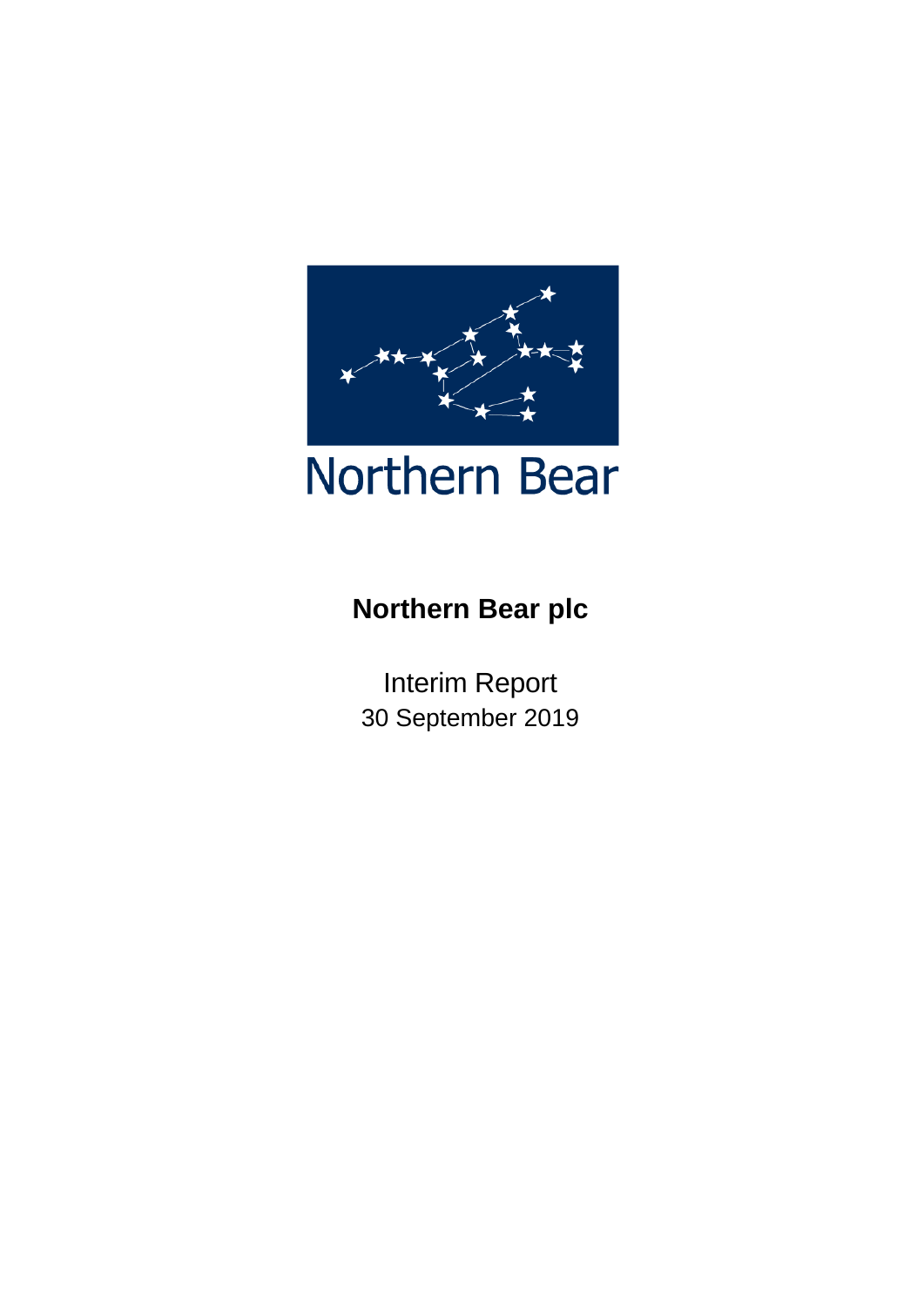Northern Bear

# Northern Bear plc

Interim Report
30 September 2019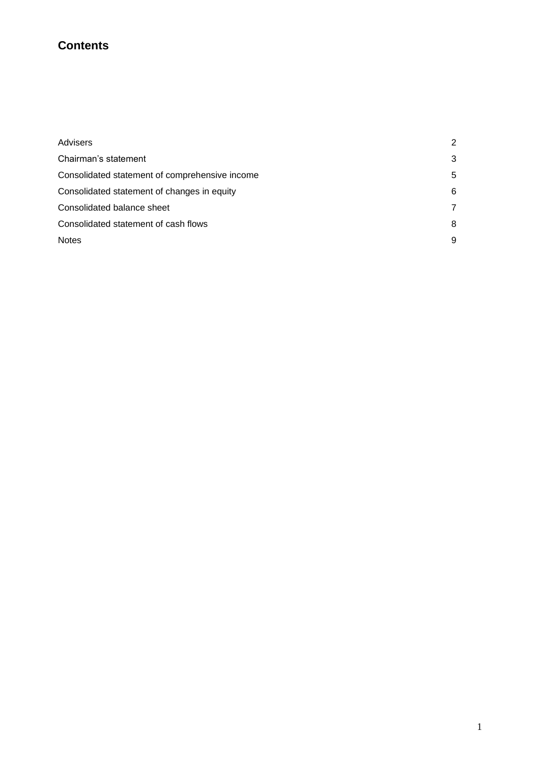## Contents

| | |
|---|---|
| Advisers | 2 |
| Chairman's statement | 3 |
| Consolidated statement of comprehensive income | 5 |
| Consolidated statement of changes in equity | 6 |
| Consolidated balance sheet | 7 |
| Consolidated statement of cash flows | 8 |
| Notes | 9 |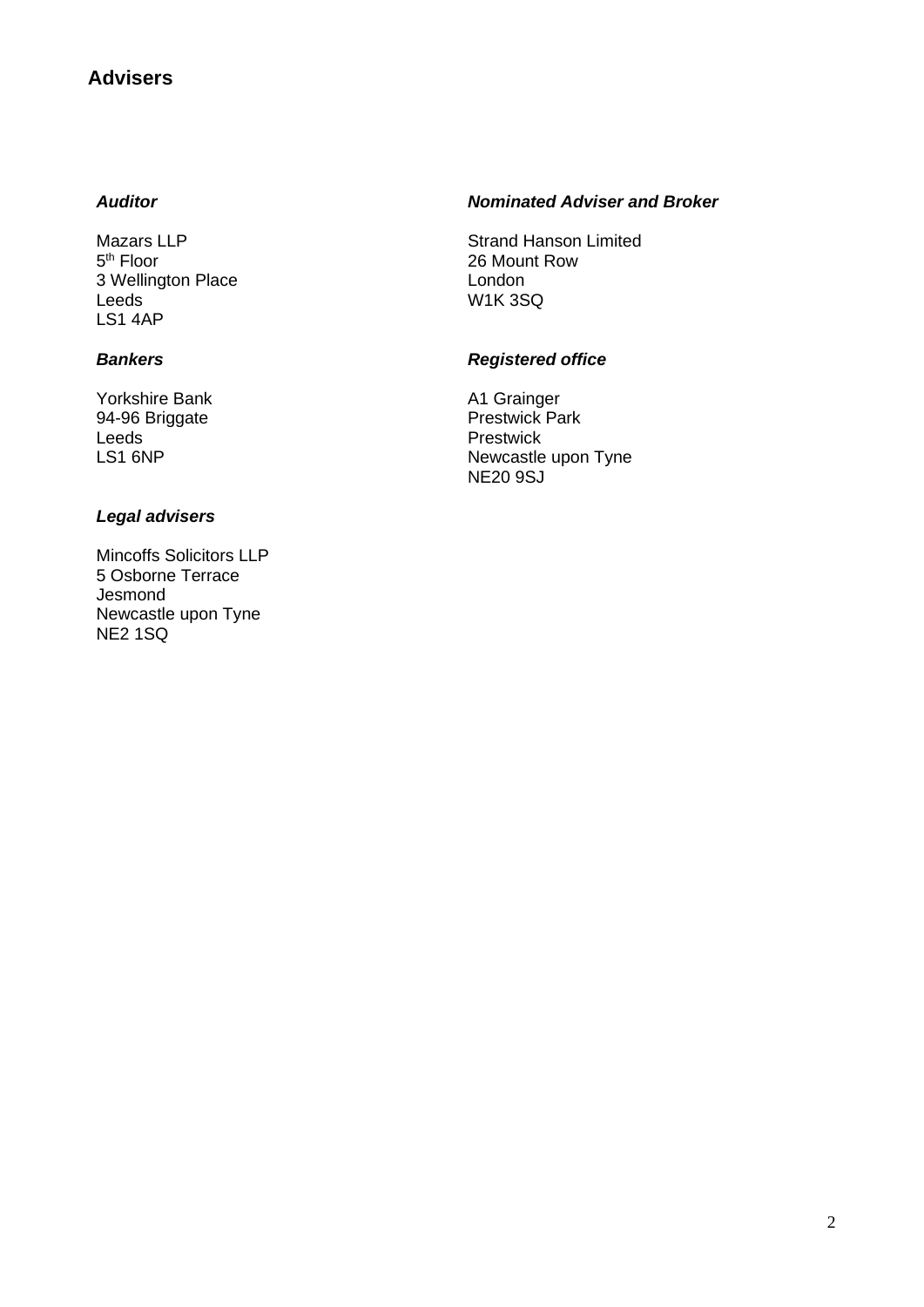## Advisers

***Auditor***

Mazars LLP
5th Floor
3 Wellington Place
Leeds
LS1 4AP

***Bankers***

Yorkshire Bank
94-96 Briggate
Leeds
LS1 6NP

***Legal advisers***

Mincoffs Solicitors LLP
5 Osborne Terrace
Jesmond
Newcastle upon Tyne
NE2 1SQ

***Nominated Adviser and Broker***

Strand Hanson Limited
26 Mount Row
London
W1K 3SQ

***Registered office***

A1 Grainger
Prestwick Park
Prestwick
Newcastle upon Tyne
NE20 9SJ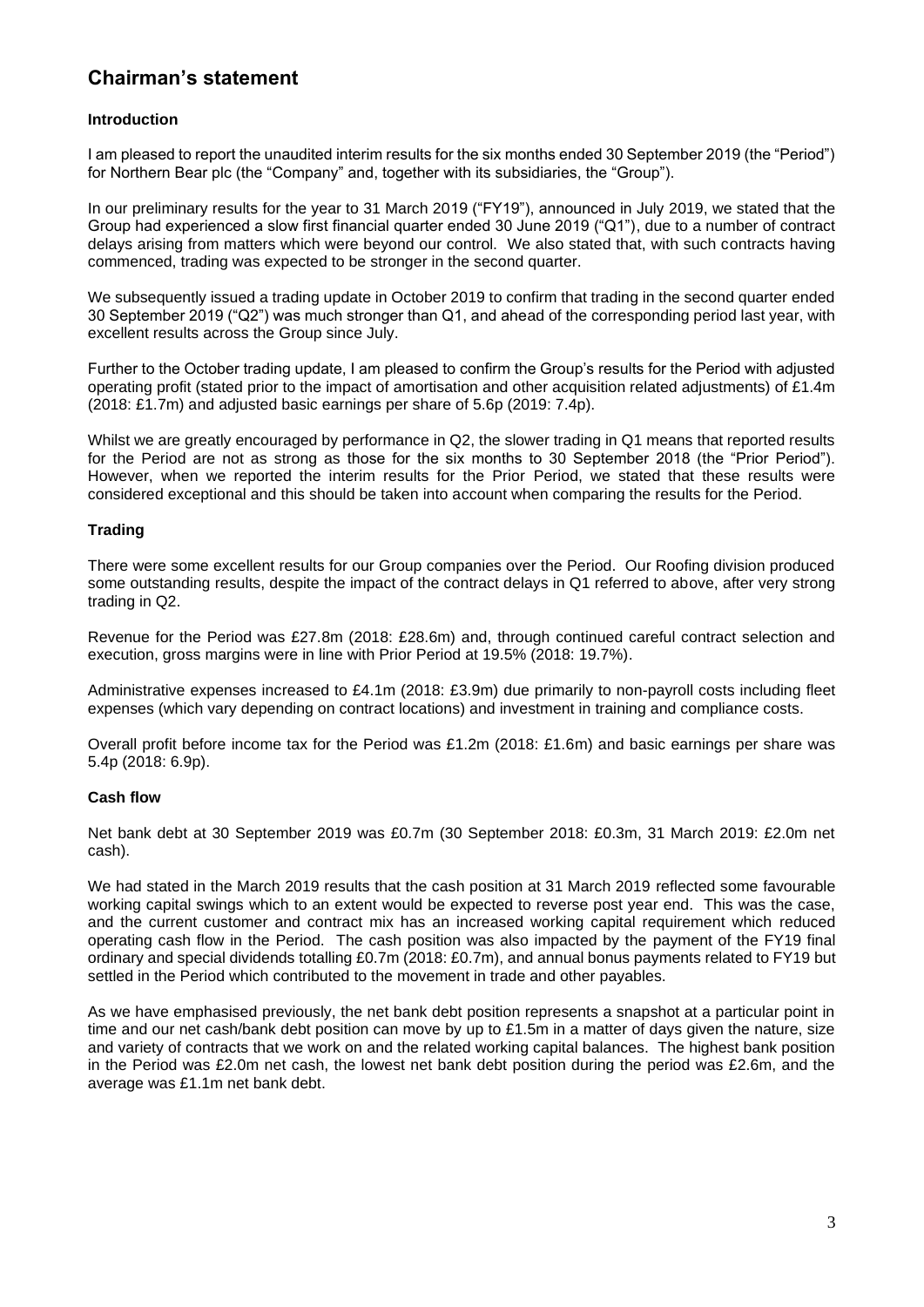# Chairman's statement

### Introduction

I am pleased to report the unaudited interim results for the six months ended 30 September 2019 (the "Period") for Northern Bear plc (the "Company" and, together with its subsidiaries, the "Group").

In our preliminary results for the year to 31 March 2019 ("FY19"), announced in July 2019, we stated that the Group had experienced a slow first financial quarter ended 30 June 2019 ("Q1"), due to a number of contract delays arising from matters which were beyond our control. We also stated that, with such contracts having commenced, trading was expected to be stronger in the second quarter.

We subsequently issued a trading update in October 2019 to confirm that trading in the second quarter ended 30 September 2019 ("Q2") was much stronger than Q1, and ahead of the corresponding period last year, with excellent results across the Group since July.

Further to the October trading update, I am pleased to confirm the Group's results for the Period with adjusted operating profit (stated prior to the impact of amortisation and other acquisition related adjustments) of £1.4m (2018: £1.7m) and adjusted basic earnings per share of 5.6p (2019: 7.4p).

Whilst we are greatly encouraged by performance in Q2, the slower trading in Q1 means that reported results for the Period are not as strong as those for the six months to 30 September 2018 (the "Prior Period"). However, when we reported the interim results for the Prior Period, we stated that these results were considered exceptional and this should be taken into account when comparing the results for the Period.

### Trading

There were some excellent results for our Group companies over the Period. Our Roofing division produced some outstanding results, despite the impact of the contract delays in Q1 referred to above, after very strong trading in Q2.

Revenue for the Period was £27.8m (2018: £28.6m) and, through continued careful contract selection and execution, gross margins were in line with Prior Period at 19.5% (2018: 19.7%).

Administrative expenses increased to £4.1m (2018: £3.9m) due primarily to non-payroll costs including fleet expenses (which vary depending on contract locations) and investment in training and compliance costs.

Overall profit before income tax for the Period was £1.2m (2018: £1.6m) and basic earnings per share was 5.4p (2018: 6.9p).

### Cash flow

Net bank debt at 30 September 2019 was £0.7m (30 September 2018: £0.3m, 31 March 2019: £2.0m net cash).

We had stated in the March 2019 results that the cash position at 31 March 2019 reflected some favourable working capital swings which to an extent would be expected to reverse post year end. This was the case, and the current customer and contract mix has an increased working capital requirement which reduced operating cash flow in the Period. The cash position was also impacted by the payment of the FY19 final ordinary and special dividends totalling £0.7m (2018: £0.7m), and annual bonus payments related to FY19 but settled in the Period which contributed to the movement in trade and other payables.

As we have emphasised previously, the net bank debt position represents a snapshot at a particular point in time and our net cash/bank debt position can move by up to £1.5m in a matter of days given the nature, size and variety of contracts that we work on and the related working capital balances. The highest bank position in the Period was £2.0m net cash, the lowest net bank debt position during the period was £2.6m, and the average was £1.1m net bank debt.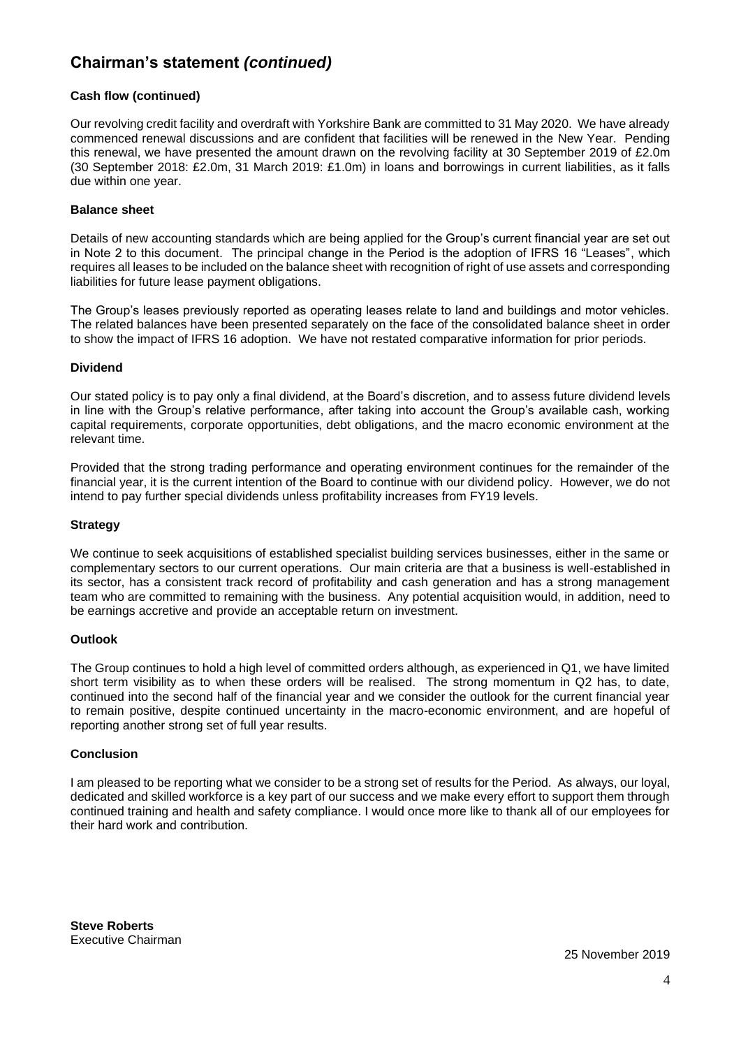## Chairman's statement *(continued)*

**Cash flow (continued)**

Our revolving credit facility and overdraft with Yorkshire Bank are committed to 31 May 2020. We have already commenced renewal discussions and are confident that facilities will be renewed in the New Year. Pending this renewal, we have presented the amount drawn on the revolving facility at 30 September 2019 of £2.0m (30 September 2018: £2.0m, 31 March 2019: £1.0m) in loans and borrowings in current liabilities, as it falls due within one year.

**Balance sheet**

Details of new accounting standards which are being applied for the Group's current financial year are set out in Note 2 to this document. The principal change in the Period is the adoption of IFRS 16 "Leases", which requires all leases to be included on the balance sheet with recognition of right of use assets and corresponding liabilities for future lease payment obligations.

The Group's leases previously reported as operating leases relate to land and buildings and motor vehicles. The related balances have been presented separately on the face of the consolidated balance sheet in order to show the impact of IFRS 16 adoption. We have not restated comparative information for prior periods.

**Dividend**

Our stated policy is to pay only a final dividend, at the Board's discretion, and to assess future dividend levels in line with the Group's relative performance, after taking into account the Group's available cash, working capital requirements, corporate opportunities, debt obligations, and the macro economic environment at the relevant time.

Provided that the strong trading performance and operating environment continues for the remainder of the financial year, it is the current intention of the Board to continue with our dividend policy. However, we do not intend to pay further special dividends unless profitability increases from FY19 levels.

**Strategy**

We continue to seek acquisitions of established specialist building services businesses, either in the same or complementary sectors to our current operations. Our main criteria are that a business is well-established in its sector, has a consistent track record of profitability and cash generation and has a strong management team who are committed to remaining with the business. Any potential acquisition would, in addition, need to be earnings accretive and provide an acceptable return on investment.

**Outlook**

The Group continues to hold a high level of committed orders although, as experienced in Q1, we have limited short term visibility as to when these orders will be realised. The strong momentum in Q2 has, to date, continued into the second half of the financial year and we consider the outlook for the current financial year to remain positive, despite continued uncertainty in the macro-economic environment, and are hopeful of reporting another strong set of full year results.

**Conclusion**

I am pleased to be reporting what we consider to be a strong set of results for the Period. As always, our loyal, dedicated and skilled workforce is a key part of our success and we make every effort to support them through continued training and health and safety compliance. I would once more like to thank all of our employees for their hard work and contribution.

**Steve Roberts**
Executive Chairman

25 November 2019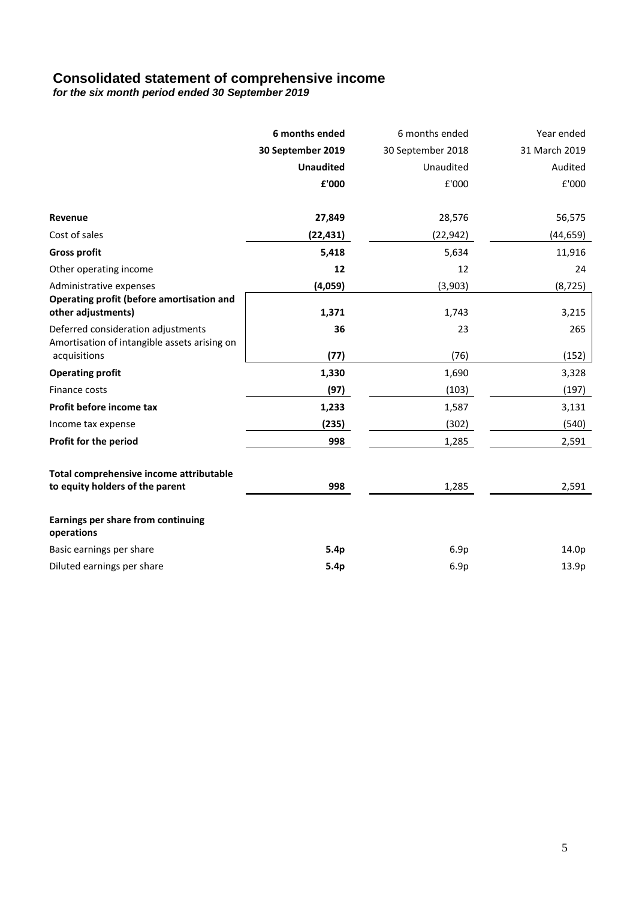# Consolidated statement of comprehensive income

***for the six month period ended 30 September 2019***

| | **6 months ended 30 September 2019 Unaudited £'000** | 6 months ended 30 September 2018 Unaudited £'000 | Year ended 31 March 2019 Audited £'000 |
|---|---|---|---|
| **Revenue** | **27,849** | 28,576 | 56,575 |
| Cost of sales | **(22,431)** | (22,942) | (44,659) |
| **Gross profit** | **5,418** | 5,634 | 11,916 |
| Other operating income | **12** | 12 | 24 |
| Administrative expenses | **(4,059)** | (3,903) | (8,725) |
| **Operating profit (before amortisation and other adjustments)** | **1,371** | 1,743 | 3,215 |
| Deferred consideration adjustments | **36** | 23 | 265 |
| Amortisation of intangible assets arising on acquisitions | **(77)** | (76) | (152) |
| **Operating profit** | **1,330** | 1,690 | 3,328 |
| Finance costs | **(97)** | (103) | (197) |
| **Profit before income tax** | **1,233** | 1,587 | 3,131 |
| Income tax expense | **(235)** | (302) | (540) |
| **Profit for the period** | **998** | 1,285 | 2,591 |
| **Total comprehensive income attributable to equity holders of the parent** | **998** | 1,285 | 2,591 |
| **Earnings per share from continuing operations** | | | |
| Basic earnings per share | **5.4p** | 6.9p | 14.0p |
| Diluted earnings per share | **5.4p** | 6.9p | 13.9p |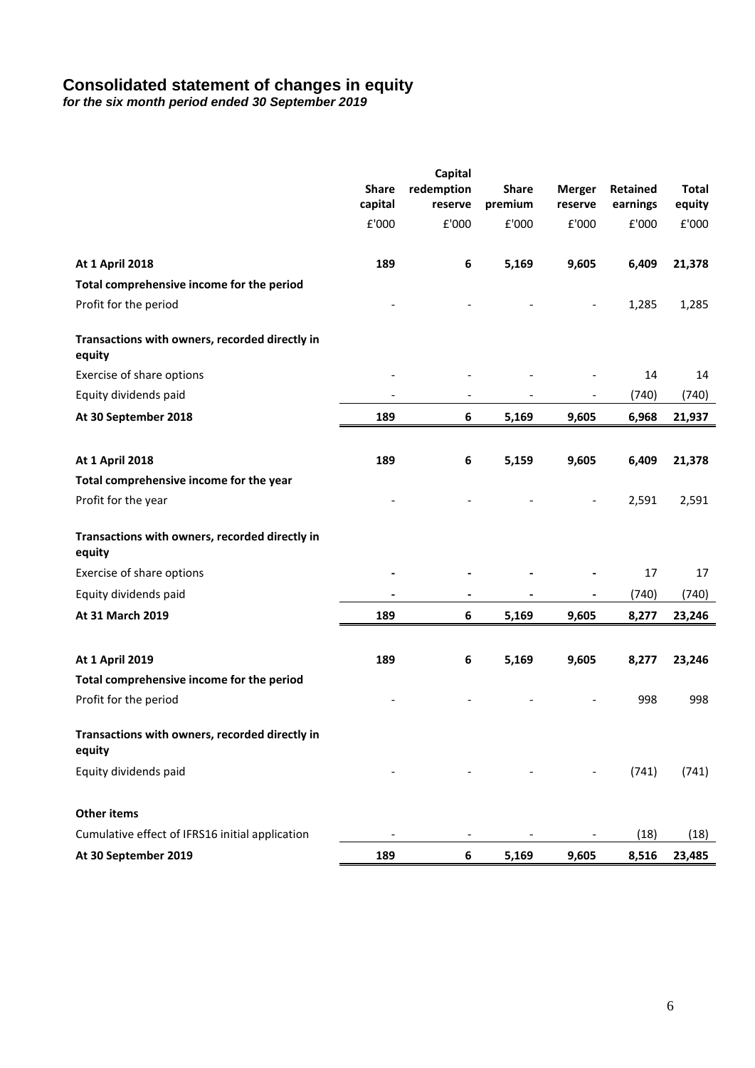# Consolidated statement of changes in equity

***for the six month period ended 30 September 2019***

| | Share capital | Capital redemption reserve | Share premium | Merger reserve | Retained earnings | Total equity |
|---|---|---|---|---|---|---|
| | £'000 | £'000 | £'000 | £'000 | £'000 | £'000 |
| **At 1 April 2018** | **189** | **6** | **5,169** | **9,605** | **6,409** | **21,378** |
| **Total comprehensive income for the period** | | | | | | |
| Profit for the period | - | - | - | - | 1,285 | 1,285 |
| **Transactions with owners, recorded directly in equity** | | | | | | |
| Exercise of share options | - | - | - | - | 14 | 14 |
| Equity dividends paid | - | - | - | - | (740) | (740) |
| **At 30 September 2018** | **189** | **6** | **5,169** | **9,605** | **6,968** | **21,937** |
| | | | | | | |
| **At 1 April 2018** | **189** | **6** | **5,159** | **9,605** | **6,409** | **21,378** |
| **Total comprehensive income for the year** | | | | | | |
| Profit for the year | - | - | - | - | 2,591 | 2,591 |
| **Transactions with owners, recorded directly in equity** | | | | | | |
| Exercise of share options | - | - | - | - | 17 | 17 |
| Equity dividends paid | - | - | - | - | (740) | (740) |
| **At 31 March 2019** | **189** | **6** | **5,169** | **9,605** | **8,277** | **23,246** |
| | | | | | | |
| **At 1 April 2019** | **189** | **6** | **5,169** | **9,605** | **8,277** | **23,246** |
| **Total comprehensive income for the period** | | | | | | |
| Profit for the period | - | - | - | - | 998 | 998 |
| **Transactions with owners, recorded directly in equity** | | | | | | |
| Equity dividends paid | - | - | - | - | (741) | (741) |
| **Other items** | | | | | | |
| Cumulative effect of IFRS16 initial application | - | - | - | - | (18) | (18) |
| **At 30 September 2019** | **189** | **6** | **5,169** | **9,605** | **8,516** | **23,485** |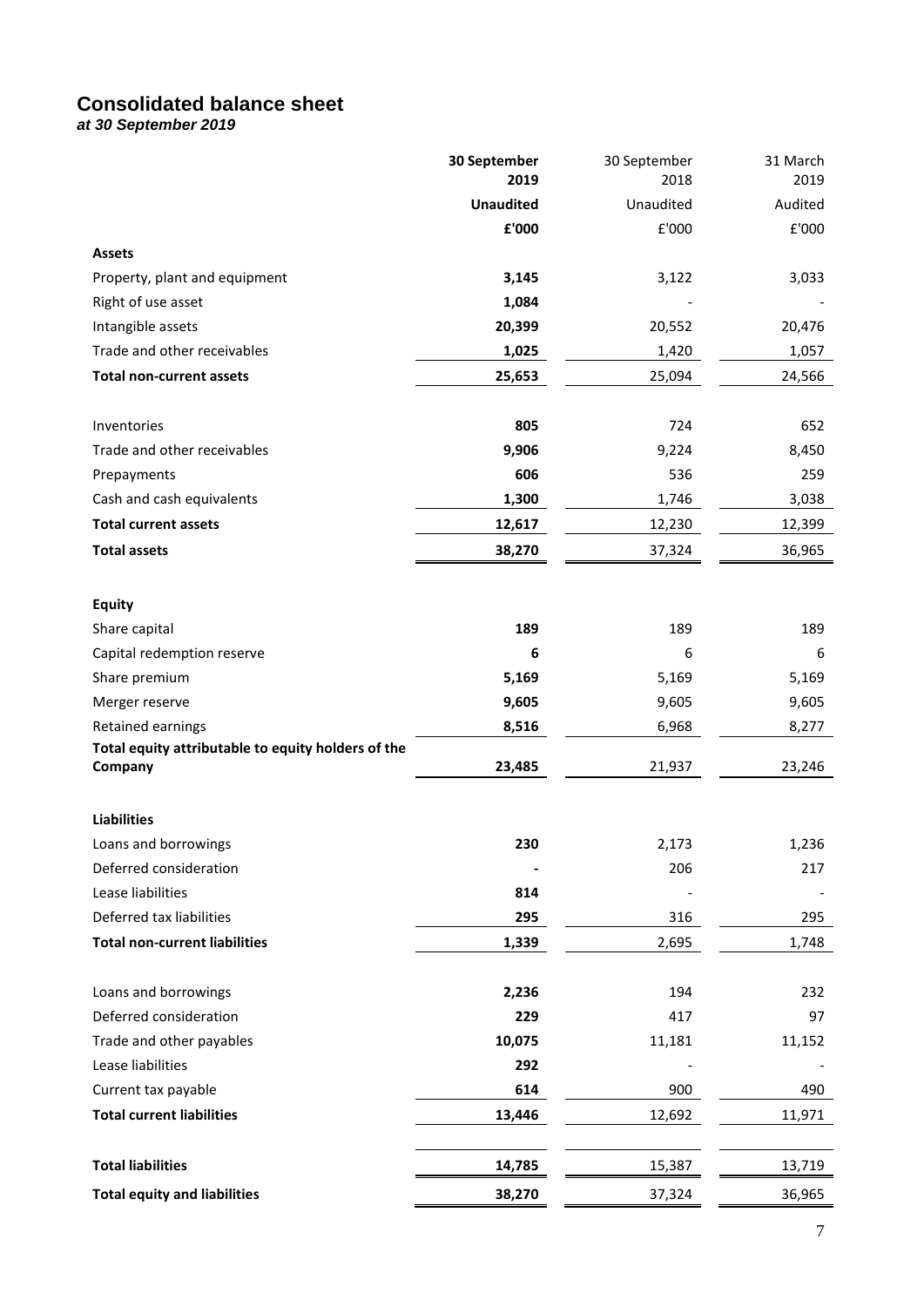# Consolidated balance sheet

***at 30 September 2019***

| | **30 September 2019** | 30 September 2018 | 31 March 2019 |
|---|---|---|---|
| | **Unaudited** | Unaudited | Audited |
| | **£'000** | £'000 | £'000 |
| **Assets** | | | |
| Property, plant and equipment | **3,145** | 3,122 | 3,033 |
| Right of use asset | **1,084** | - | - |
| Intangible assets | **20,399** | 20,552 | 20,476 |
| Trade and other receivables | **1,025** | 1,420 | 1,057 |
| **Total non-current assets** | **25,653** | 25,094 | 24,566 |
| | | | |
| Inventories | **805** | 724 | 652 |
| Trade and other receivables | **9,906** | 9,224 | 8,450 |
| Prepayments | **606** | 536 | 259 |
| Cash and cash equivalents | **1,300** | 1,746 | 3,038 |
| **Total current assets** | **12,617** | 12,230 | 12,399 |
| **Total assets** | **38,270** | 37,324 | 36,965 |
| | | | |
| **Equity** | | | |
| Share capital | **189** | 189 | 189 |
| Capital redemption reserve | **6** | 6 | 6 |
| Share premium | **5,169** | 5,169 | 5,169 |
| Merger reserve | **9,605** | 9,605 | 9,605 |
| Retained earnings | **8,516** | 6,968 | 8,277 |
| **Total equity attributable to equity holders of the Company** | **23,485** | 21,937 | 23,246 |
| | | | |
| **Liabilities** | | | |
| Loans and borrowings | **230** | 2,173 | 1,236 |
| Deferred consideration | **-** | 206 | 217 |
| Lease liabilities | **814** | - | - |
| Deferred tax liabilities | **295** | 316 | 295 |
| **Total non-current liabilities** | **1,339** | 2,695 | 1,748 |
| | | | |
| Loans and borrowings | **2,236** | 194 | 232 |
| Deferred consideration | **229** | 417 | 97 |
| Trade and other payables | **10,075** | 11,181 | 11,152 |
| Lease liabilities | **292** | - | - |
| Current tax payable | **614** | 900 | 490 |
| **Total current liabilities** | **13,446** | 12,692 | 11,971 |
| | | | |
| **Total liabilities** | **14,785** | 15,387 | 13,719 |
| **Total equity and liabilities** | **38,270** | 37,324 | 36,965 |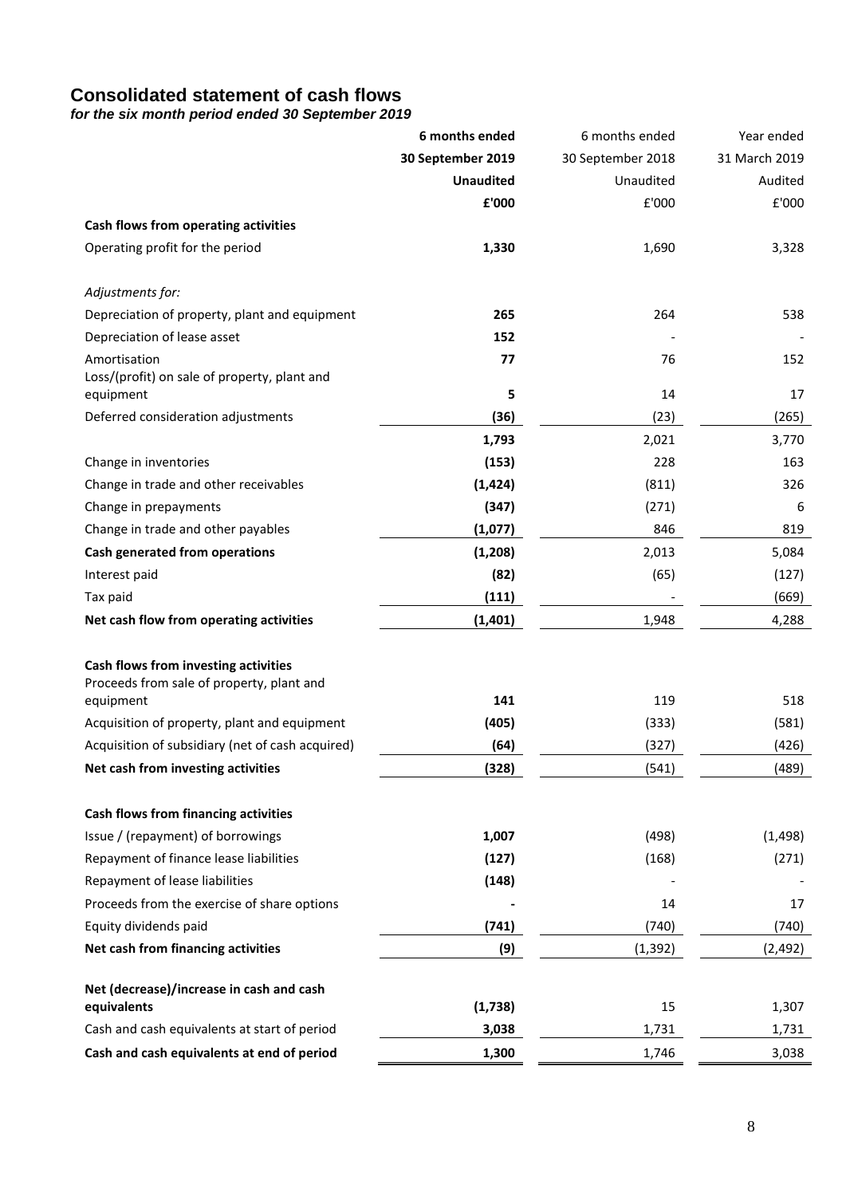## Consolidated statement of cash flows

***for the six month period ended 30 September 2019***

| | **6 months ended 30 September 2019 Unaudited** | 6 months ended 30 September 2018 Unaudited | Year ended 31 March 2019 Audited |
|---|---|---|---|
| | **£'000** | £'000 | £'000 |
| **Cash flows from operating activities** | | | |
| Operating profit for the period | **1,330** | 1,690 | 3,328 |
| | | | |
| *Adjustments for:* | | | |
| Depreciation of property, plant and equipment | **265** | 264 | 538 |
| Depreciation of lease asset | **152** | - | - |
| Amortisation | **77** | 76 | 152 |
| Loss/(profit) on sale of property, plant and equipment | **5** | 14 | 17 |
| Deferred consideration adjustments | **(36)** | (23) | (265) |
| | **1,793** | 2,021 | 3,770 |
| Change in inventories | **(153)** | 228 | 163 |
| Change in trade and other receivables | **(1,424)** | (811) | 326 |
| Change in prepayments | **(347)** | (271) | 6 |
| Change in trade and other payables | **(1,077)** | 846 | 819 |
| **Cash generated from operations** | **(1,208)** | 2,013 | 5,084 |
| Interest paid | **(82)** | (65) | (127) |
| Tax paid | **(111)** | - | (669) |
| **Net cash flow from operating activities** | **(1,401)** | 1,948 | 4,288 |
| | | | |
| **Cash flows from investing activities** | | | |
| Proceeds from sale of property, plant and equipment | **141** | 119 | 518 |
| Acquisition of property, plant and equipment | **(405)** | (333) | (581) |
| Acquisition of subsidiary (net of cash acquired) | **(64)** | (327) | (426) |
| **Net cash from investing activities** | **(328)** | (541) | (489) |
| | | | |
| **Cash flows from financing activities** | | | |
| Issue / (repayment) of borrowings | **1,007** | (498) | (1,498) |
| Repayment of finance lease liabilities | **(127)** | (168) | (271) |
| Repayment of lease liabilities | **(148)** | - | - |
| Proceeds from the exercise of share options | **-** | 14 | 17 |
| Equity dividends paid | **(741)** | (740) | (740) |
| **Net cash from financing activities** | **(9)** | (1,392) | (2,492) |
| | | | |
| **Net (decrease)/increase in cash and cash equivalents** | **(1,738)** | 15 | 1,307 |
| Cash and cash equivalents at start of period | **3,038** | 1,731 | 1,731 |
| **Cash and cash equivalents at end of period** | **1,300** | 1,746 | 3,038 |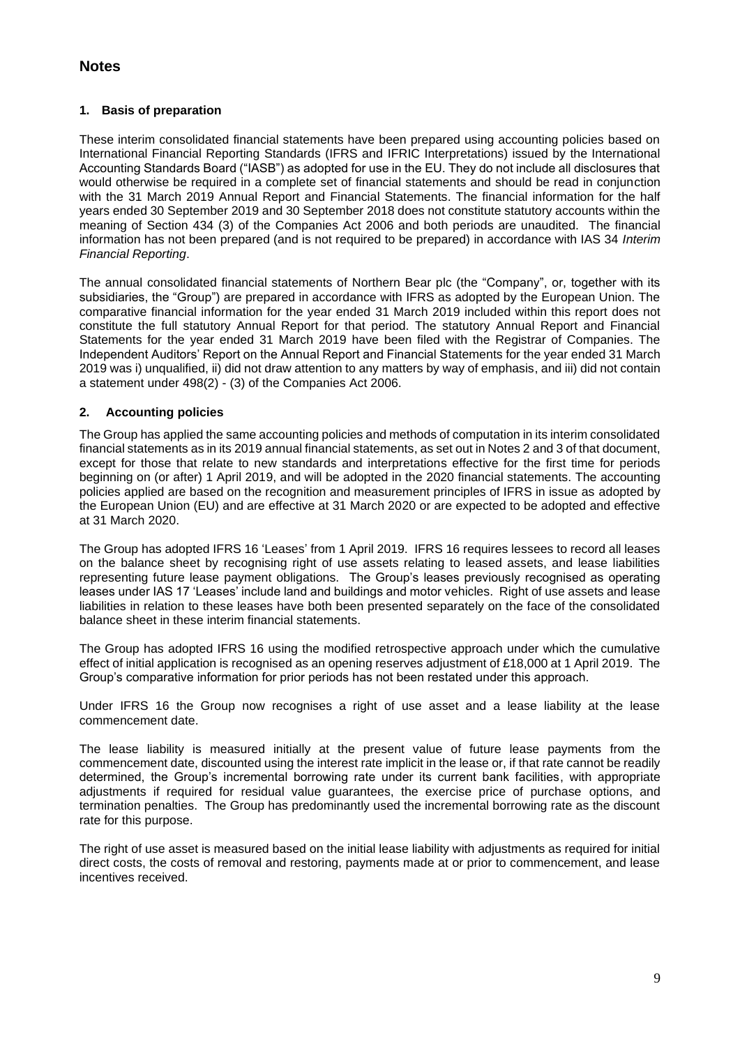# Notes

### 1. Basis of preparation

These interim consolidated financial statements have been prepared using accounting policies based on International Financial Reporting Standards (IFRS and IFRIC Interpretations) issued by the International Accounting Standards Board ("IASB") as adopted for use in the EU. They do not include all disclosures that would otherwise be required in a complete set of financial statements and should be read in conjunction with the 31 March 2019 Annual Report and Financial Statements. The financial information for the half years ended 30 September 2019 and 30 September 2018 does not constitute statutory accounts within the meaning of Section 434 (3) of the Companies Act 2006 and both periods are unaudited. The financial information has not been prepared (and is not required to be prepared) in accordance with IAS 34 *Interim Financial Reporting*.

The annual consolidated financial statements of Northern Bear plc (the "Company", or, together with its subsidiaries, the "Group") are prepared in accordance with IFRS as adopted by the European Union. The comparative financial information for the year ended 31 March 2019 included within this report does not constitute the full statutory Annual Report for that period. The statutory Annual Report and Financial Statements for the year ended 31 March 2019 have been filed with the Registrar of Companies. The Independent Auditors' Report on the Annual Report and Financial Statements for the year ended 31 March 2019 was i) unqualified, ii) did not draw attention to any matters by way of emphasis, and iii) did not contain a statement under 498(2) - (3) of the Companies Act 2006.

### 2. Accounting policies

The Group has applied the same accounting policies and methods of computation in its interim consolidated financial statements as in its 2019 annual financial statements, as set out in Notes 2 and 3 of that document, except for those that relate to new standards and interpretations effective for the first time for periods beginning on (or after) 1 April 2019, and will be adopted in the 2020 financial statements. The accounting policies applied are based on the recognition and measurement principles of IFRS in issue as adopted by the European Union (EU) and are effective at 31 March 2020 or are expected to be adopted and effective at 31 March 2020.

The Group has adopted IFRS 16 'Leases' from 1 April 2019. IFRS 16 requires lessees to record all leases on the balance sheet by recognising right of use assets relating to leased assets, and lease liabilities representing future lease payment obligations. The Group's leases previously recognised as operating leases under IAS 17 'Leases' include land and buildings and motor vehicles. Right of use assets and lease liabilities in relation to these leases have both been presented separately on the face of the consolidated balance sheet in these interim financial statements.

The Group has adopted IFRS 16 using the modified retrospective approach under which the cumulative effect of initial application is recognised as an opening reserves adjustment of £18,000 at 1 April 2019. The Group's comparative information for prior periods has not been restated under this approach.

Under IFRS 16 the Group now recognises a right of use asset and a lease liability at the lease commencement date.

The lease liability is measured initially at the present value of future lease payments from the commencement date, discounted using the interest rate implicit in the lease or, if that rate cannot be readily determined, the Group's incremental borrowing rate under its current bank facilities, with appropriate adjustments if required for residual value guarantees, the exercise price of purchase options, and termination penalties. The Group has predominantly used the incremental borrowing rate as the discount rate for this purpose.

The right of use asset is measured based on the initial lease liability with adjustments as required for initial direct costs, the costs of removal and restoring, payments made at or prior to commencement, and lease incentives received.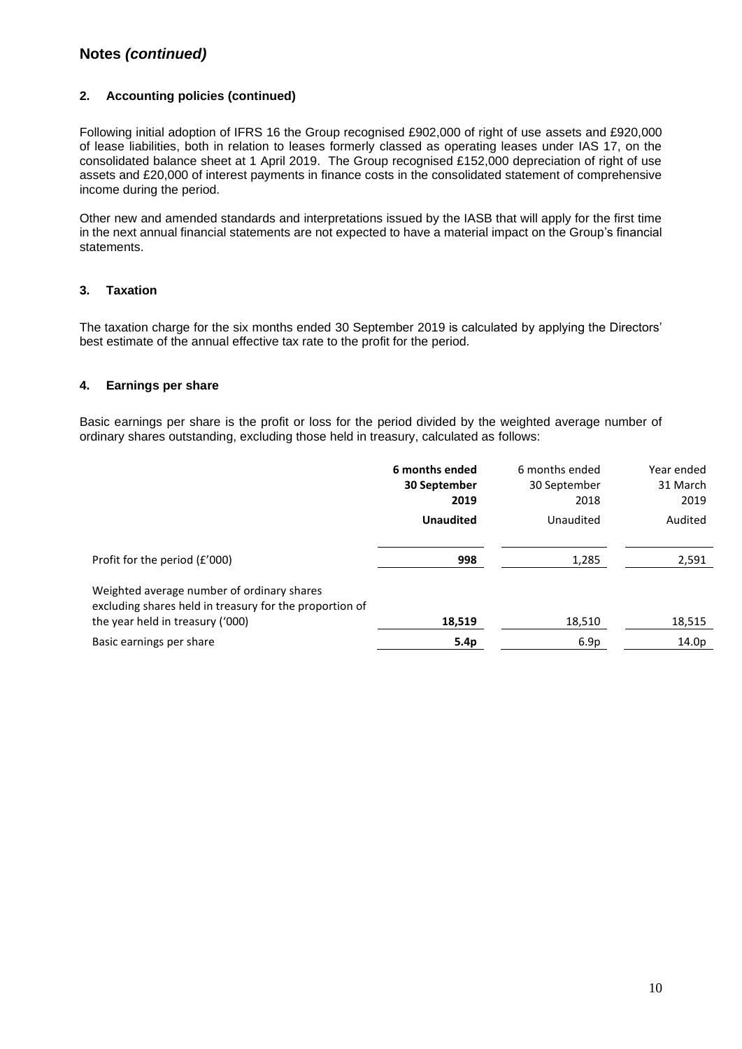## Notes *(continued)*

### 2. Accounting policies (continued)

Following initial adoption of IFRS 16 the Group recognised £902,000 of right of use assets and £920,000 of lease liabilities, both in relation to leases formerly classed as operating leases under IAS 17, on the consolidated balance sheet at 1 April 2019. The Group recognised £152,000 depreciation of right of use assets and £20,000 of interest payments in finance costs in the consolidated statement of comprehensive income during the period.

Other new and amended standards and interpretations issued by the IASB that will apply for the first time in the next annual financial statements are not expected to have a material impact on the Group's financial statements.

### 3. Taxation

The taxation charge for the six months ended 30 September 2019 is calculated by applying the Directors' best estimate of the annual effective tax rate to the profit for the period.

### 4. Earnings per share

Basic earnings per share is the profit or loss for the period divided by the weighted average number of ordinary shares outstanding, excluding those held in treasury, calculated as follows:

| | **6 months ended 30 September 2019** | 6 months ended 30 September 2018 | Year ended 31 March 2019 |
|---|---|---|---|
| | **Unaudited** | Unaudited | Audited |
| Profit for the period (£'000) | **998** | 1,285 | 2,591 |
| Weighted average number of ordinary shares excluding shares held in treasury for the proportion of the year held in treasury ('000) | **18,519** | 18,510 | 18,515 |
| Basic earnings per share | **5.4p** | 6.9p | 14.0p |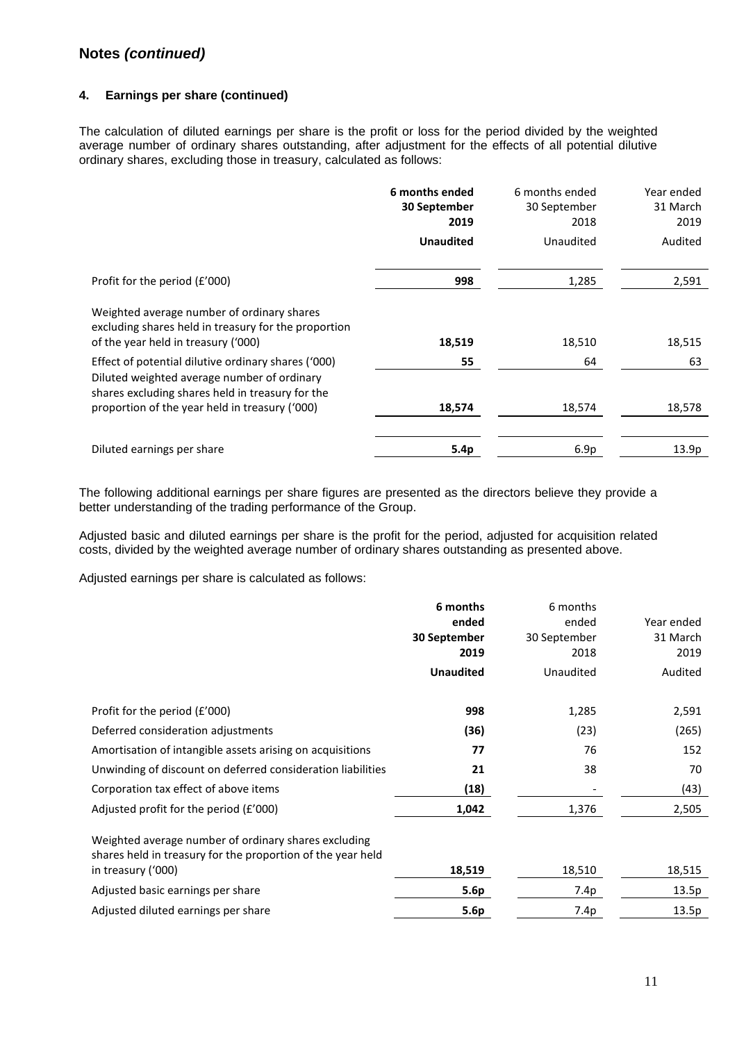## Notes *(continued)*

### 4. Earnings per share (continued)

The calculation of diluted earnings per share is the profit or loss for the period divided by the weighted average number of ordinary shares outstanding, after adjustment for the effects of all potential dilutive ordinary shares, excluding those in treasury, calculated as follows:

| | **6 months ended 30 September 2019** | 6 months ended 30 September 2018 | Year ended 31 March 2019 |
|---|---|---|---|
| | **Unaudited** | Unaudited | Audited |
| Profit for the period (£'000) | **998** | 1,285 | 2,591 |
| Weighted average number of ordinary shares excluding shares held in treasury for the proportion of the year held in treasury ('000) | **18,519** | 18,510 | 18,515 |
| Effect of potential dilutive ordinary shares ('000) | **55** | 64 | 63 |
| Diluted weighted average number of ordinary shares excluding shares held in treasury for the proportion of the year held in treasury ('000) | **18,574** | 18,574 | 18,578 |
| Diluted earnings per share | **5.4p** | 6.9p | 13.9p |

The following additional earnings per share figures are presented as the directors believe they provide a better understanding of the trading performance of the Group.

Adjusted basic and diluted earnings per share is the profit for the period, adjusted for acquisition related costs, divided by the weighted average number of ordinary shares outstanding as presented above.

Adjusted earnings per share is calculated as follows:

| | **6 months ended 30 September 2019** | 6 months ended 30 September 2018 | Year ended 31 March 2019 |
|---|---|---|---|
| | **Unaudited** | Unaudited | Audited |
| Profit for the period (£'000) | **998** | 1,285 | 2,591 |
| Deferred consideration adjustments | **(36)** | (23) | (265) |
| Amortisation of intangible assets arising on acquisitions | **77** | 76 | 152 |
| Unwinding of discount on deferred consideration liabilities | **21** | 38 | 70 |
| Corporation tax effect of above items | **(18)** | - | (43) |
| Adjusted profit for the period (£'000) | **1,042** | 1,376 | 2,505 |
| Weighted average number of ordinary shares excluding shares held in treasury for the proportion of the year held in treasury ('000) | **18,519** | 18,510 | 18,515 |
| Adjusted basic earnings per share | **5.6p** | 7.4p | 13.5p |
| Adjusted diluted earnings per share | **5.6p** | 7.4p | 13.5p |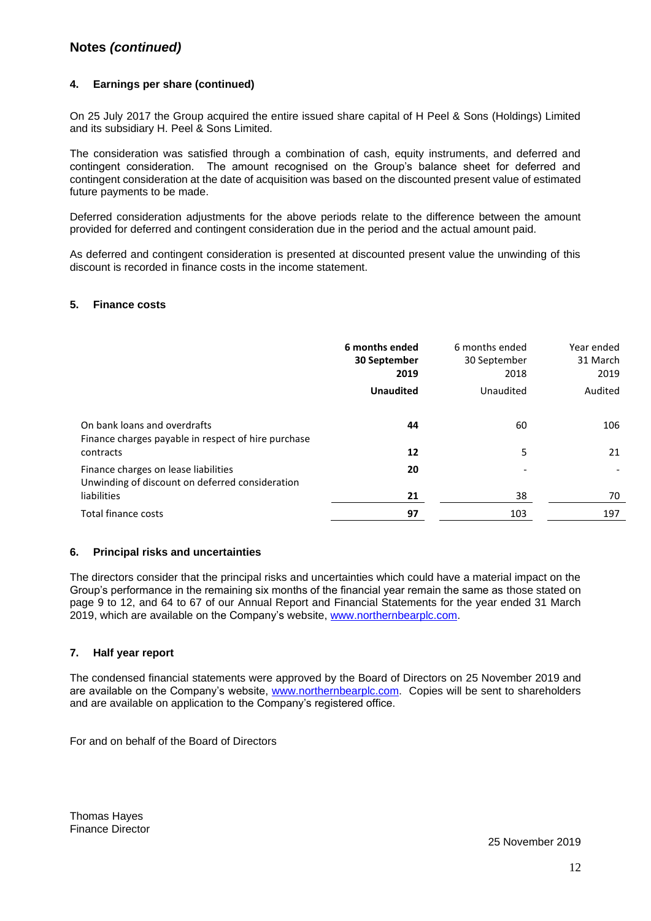## Notes *(continued)*

### 4. Earnings per share (continued)

On 25 July 2017 the Group acquired the entire issued share capital of H Peel & Sons (Holdings) Limited and its subsidiary H. Peel & Sons Limited.

The consideration was satisfied through a combination of cash, equity instruments, and deferred and contingent consideration. The amount recognised on the Group's balance sheet for deferred and contingent consideration at the date of acquisition was based on the discounted present value of estimated future payments to be made.

Deferred consideration adjustments for the above periods relate to the difference between the amount provided for deferred and contingent consideration due in the period and the actual amount paid.

As deferred and contingent consideration is presented at discounted present value the unwinding of this discount is recorded in finance costs in the income statement.

### 5. Finance costs

| | **6 months ended 30 September 2019** | 6 months ended 30 September 2018 | Year ended 31 March 2019 |
|---|---|---|---|
| | **Unaudited** | Unaudited | Audited |
| On bank loans and overdrafts | **44** | 60 | 106 |
| Finance charges payable in respect of hire purchase contracts | **12** | 5 | 21 |
| Finance charges on lease liabilities | **20** | - | - |
| Unwinding of discount on deferred consideration liabilities | **21** | 38 | 70 |
| Total finance costs | **97** | 103 | 197 |

### 6. Principal risks and uncertainties

The directors consider that the principal risks and uncertainties which could have a material impact on the Group's performance in the remaining six months of the financial year remain the same as those stated on page 9 to 12, and 64 to 67 of our Annual Report and Financial Statements for the year ended 31 March 2019, which are available on the Company's website, www.northernbearplc.com.

### 7. Half year report

The condensed financial statements were approved by the Board of Directors on 25 November 2019 and are available on the Company's website, www.northernbearplc.com. Copies will be sent to shareholders and are available on application to the Company's registered office.

For and on behalf of the Board of Directors

Thomas Hayes
Finance Director

25 November 2019